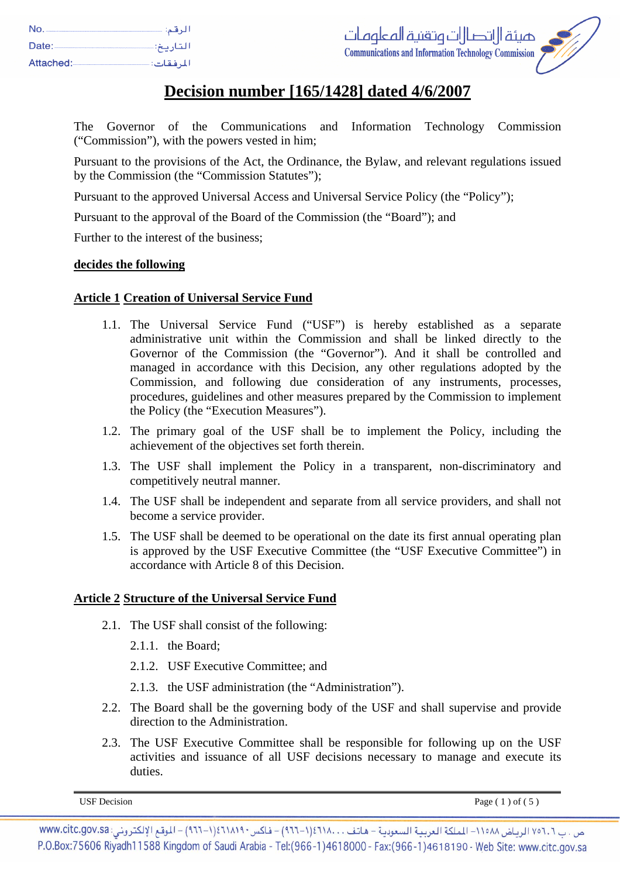# Decision number [165/1428] dated 4/6/2007

The Governor of the Communications and Information Technology Commission ("Commission"), with the powers vested in him;

Pursuant to the provisions of the Act, the Ordinance, the Bylaw, and relevant regulations issued by the Commission (the "Commission Statutes");

Pursuant to the approved Universal Access and Universal Service Policy (the "Policy");

Pursuant to the approval of the Board of the Commission (the "Board"); and

Further to the interest of the business;

**decides the following**

## Article 1 Creation of Universal Service Fund

1.1. The Universal Service Fund ("USF") is hereby established as a separate administrative unit within the Commission and shall be linked directly to the Governor of the Commission (the "Governor"). And it shall be controlled and managed in accordance with this Decision, any other regulations adopted by the Commission, and following due consideration of any instruments, processes, procedures, guidelines and other measures prepared by the Commission to implement the Policy (the "Execution Measures").

1.2. The primary goal of the USF shall be to implement the Policy, including the achievement of the objectives set forth therein.

1.3. The USF shall implement the Policy in a transparent, non-discriminatory and competitively neutral manner.

1.4. The USF shall be independent and separate from all service providers, and shall not become a service provider.

1.5. The USF shall be deemed to be operational on the date its first annual operating plan is approved by the USF Executive Committee (the "USF Executive Committee") in accordance with Article 8 of this Decision.

## Article 2 Structure of the Universal Service Fund

2.1. The USF shall consist of the following:

2.1.1. the Board;

2.1.2. USF Executive Committee; and

2.1.3. the USF administration (the "Administration").

2.2. The Board shall be the governing body of the USF and shall supervise and provide direction to the Administration.

2.3. The USF Executive Committee shall be responsible for following up on the USF activities and issuance of all USF decisions necessary to manage and execute its duties.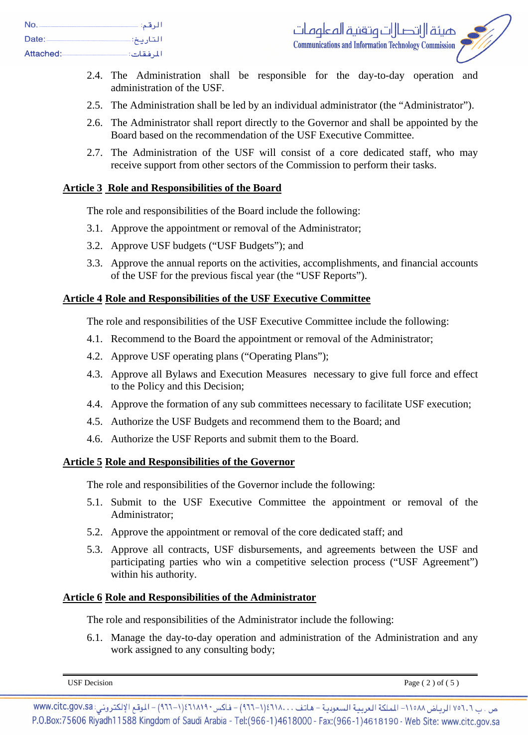2.4. The Administration shall be responsible for the day-to-day operation and administration of the USF.

2.5. The Administration shall be led by an individual administrator (the "Administrator").

2.6. The Administrator shall report directly to the Governor and shall be appointed by the Board based on the recommendation of the USF Executive Committee.

2.7. The Administration of the USF will consist of a core dedicated staff, who may receive support from other sectors of the Commission to perform their tasks.

## Article 3 Role and Responsibilities of the Board

The role and responsibilities of the Board include the following:

3.1. Approve the appointment or removal of the Administrator;

3.2. Approve USF budgets ("USF Budgets"); and

3.3. Approve the annual reports on the activities, accomplishments, and financial accounts of the USF for the previous fiscal year (the "USF Reports").

## Article 4 Role and Responsibilities of the USF Executive Committee

The role and responsibilities of the USF Executive Committee include the following:

4.1. Recommend to the Board the appointment or removal of the Administrator;

4.2. Approve USF operating plans ("Operating Plans");

4.3. Approve all Bylaws and Execution Measures necessary to give full force and effect to the Policy and this Decision;

4.4. Approve the formation of any sub committees necessary to facilitate USF execution;

4.5. Authorize the USF Budgets and recommend them to the Board; and

4.6. Authorize the USF Reports and submit them to the Board.

## Article 5 Role and Responsibilities of the Governor

The role and responsibilities of the Governor include the following:

5.1. Submit to the USF Executive Committee the appointment or removal of the Administrator;

5.2. Approve the appointment or removal of the core dedicated staff; and

5.3. Approve all contracts, USF disbursements, and agreements between the USF and participating parties who win a competitive selection process ("USF Agreement") within his authority.

## Article 6 Role and Responsibilities of the Administrator

The role and responsibilities of the Administrator include the following:

6.1. Manage the day-to-day operation and administration of the Administration and any work assigned to any consulting body;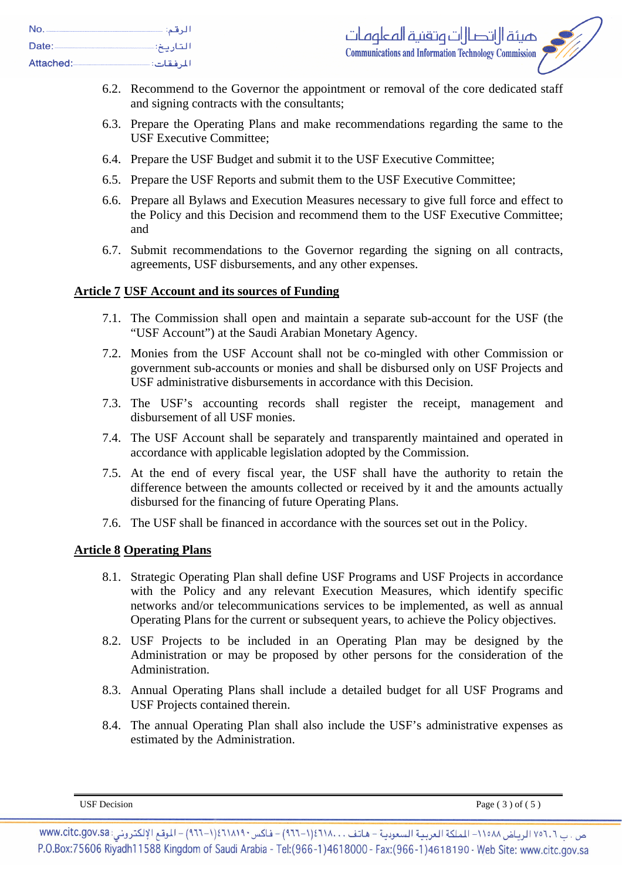6.2. Recommend to the Governor the appointment or removal of the core dedicated staff and signing contracts with the consultants;

6.3. Prepare the Operating Plans and make recommendations regarding the same to the USF Executive Committee;

6.4. Prepare the USF Budget and submit it to the USF Executive Committee;

6.5. Prepare the USF Reports and submit them to the USF Executive Committee;

6.6. Prepare all Bylaws and Execution Measures necessary to give full force and effect to the Policy and this Decision and recommend them to the USF Executive Committee; and

6.7. Submit recommendations to the Governor regarding the signing on all contracts, agreements, USF disbursements, and any other expenses.

## <u>Article 7</u> <u>USF Account and its sources of Funding</u>

7.1. The Commission shall open and maintain a separate sub-account for the USF (the “USF Account”) at the Saudi Arabian Monetary Agency.

7.2. Monies from the USF Account shall not be co-mingled with other Commission or government sub-accounts or monies and shall be disbursed only on USF Projects and USF administrative disbursements in accordance with this Decision.

7.3. The USF’s accounting records shall register the receipt, management and disbursement of all USF monies.

7.4. The USF Account shall be separately and transparently maintained and operated in accordance with applicable legislation adopted by the Commission.

7.5. At the end of every fiscal year, the USF shall have the authority to retain the difference between the amounts collected or received by it and the amounts actually disbursed for the financing of future Operating Plans.

7.6. The USF shall be financed in accordance with the sources set out in the Policy.

## <u>Article 8</u> <u>Operating Plans</u>

8.1. Strategic Operating Plan shall define USF Programs and USF Projects in accordance with the Policy and any relevant Execution Measures, which identify specific networks and/or telecommunications services to be implemented, as well as annual Operating Plans for the current or subsequent years, to achieve the Policy objectives.

8.2. USF Projects to be included in an Operating Plan may be designed by the Administration or may be proposed by other persons for the consideration of the Administration.

8.3. Annual Operating Plans shall include a detailed budget for all USF Programs and USF Projects contained therein.

8.4. The annual Operating Plan shall also include the USF’s administrative expenses as estimated by the Administration.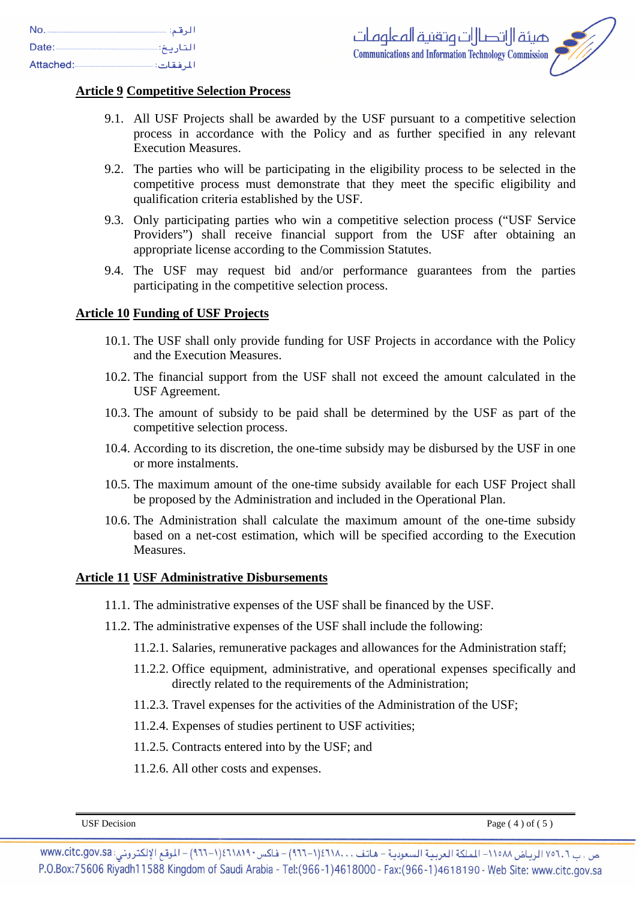## Article 9 Competitive Selection Process

9.1. All USF Projects shall be awarded by the USF pursuant to a competitive selection process in accordance with the Policy and as further specified in any relevant Execution Measures.

9.2. The parties who will be participating in the eligibility process to be selected in the competitive process must demonstrate that they meet the specific eligibility and qualification criteria established by the USF.

9.3. Only participating parties who win a competitive selection process ("USF Service Providers") shall receive financial support from the USF after obtaining an appropriate license according to the Commission Statutes.

9.4. The USF may request bid and/or performance guarantees from the parties participating in the competitive selection process.

## Article 10 Funding of USF Projects

10.1. The USF shall only provide funding for USF Projects in accordance with the Policy and the Execution Measures.

10.2. The financial support from the USF shall not exceed the amount calculated in the USF Agreement.

10.3. The amount of subsidy to be paid shall be determined by the USF as part of the competitive selection process.

10.4. According to its discretion, the one-time subsidy may be disbursed by the USF in one or more instalments.

10.5. The maximum amount of the one-time subsidy available for each USF Project shall be proposed by the Administration and included in the Operational Plan.

10.6. The Administration shall calculate the maximum amount of the one-time subsidy based on a net-cost estimation, which will be specified according to the Execution Measures.

## Article 11 USF Administrative Disbursements

11.1. The administrative expenses of the USF shall be financed by the USF.

11.2. The administrative expenses of the USF shall include the following:

11.2.1. Salaries, remunerative packages and allowances for the Administration staff;

11.2.2. Office equipment, administrative, and operational expenses specifically and directly related to the requirements of the Administration;

11.2.3. Travel expenses for the activities of the Administration of the USF;

11.2.4. Expenses of studies pertinent to USF activities;

11.2.5. Contracts entered into by the USF; and

11.2.6. All other costs and expenses.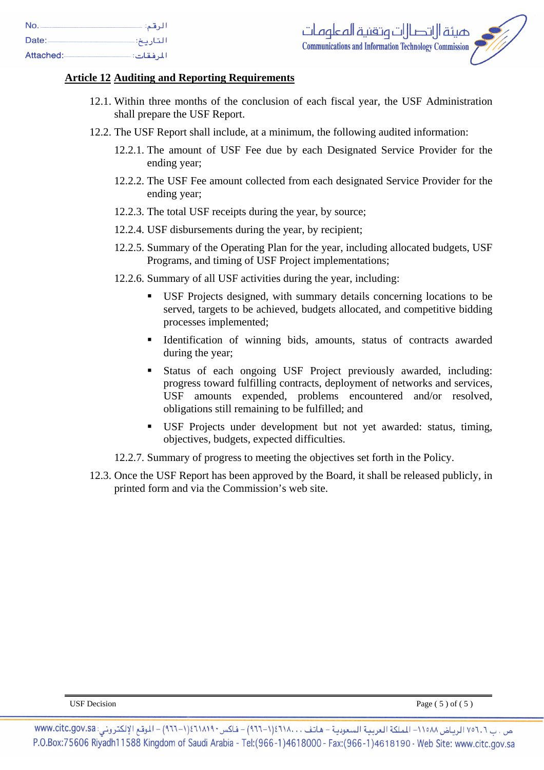## Article 12 Auditing and Reporting Requirements

12.1. Within three months of the conclusion of each fiscal year, the USF Administration shall prepare the USF Report.

12.2. The USF Report shall include, at a minimum, the following audited information:

12.2.1. The amount of USF Fee due by each Designated Service Provider for the ending year;

12.2.2. The USF Fee amount collected from each designated Service Provider for the ending year;

12.2.3. The total USF receipts during the year, by source;

12.2.4. USF disbursements during the year, by recipient;

12.2.5. Summary of the Operating Plan for the year, including allocated budgets, USF Programs, and timing of USF Project implementations;

12.2.6. Summary of all USF activities during the year, including:

- USF Projects designed, with summary details concerning locations to be served, targets to be achieved, budgets allocated, and competitive bidding processes implemented;
- Identification of winning bids, amounts, status of contracts awarded during the year;
- Status of each ongoing USF Project previously awarded, including: progress toward fulfilling contracts, deployment of networks and services, USF amounts expended, problems encountered and/or resolved, obligations still remaining to be fulfilled; and
- USF Projects under development but not yet awarded: status, timing, objectives, budgets, expected difficulties.

12.2.7. Summary of progress to meeting the objectives set forth in the Policy.

12.3. Once the USF Report has been approved by the Board, it shall be released publicly, in printed form and via the Commission's web site.